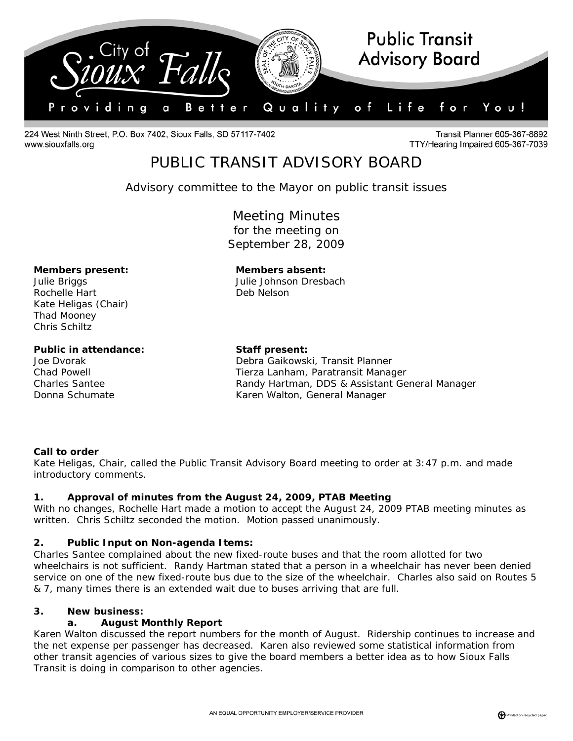City of Sioux Falls

**Public Transit Advisory Board**

Providing a Better Quality of Life for You!

224 West Ninth Street, P.O. Box 7402, Sioux Falls, SD 57117-7402
www.siouxfalls.org

Transit Planner 605-367-8892
TTY/Hearing Impaired 605-367-7039

# PUBLIC TRANSIT ADVISORY BOARD

Advisory committee to the Mayor on public transit issues

## Meeting Minutes
for the meeting on
September 28, 2009

**Members present:**
Julie Briggs
Rochelle Hart
Kate Heligas (Chair)
Thad Mooney
Chris Schiltz

**Members absent:**
Julie Johnson Dresbach
Deb Nelson

**Public in attendance:**
Joe Dvorak
Chad Powell
Charles Santee
Donna Schumate

**Staff present:**
Debra Gaikowski, Transit Planner
Tierza Lanham, Paratransit Manager
Randy Hartman, DDS & Assistant General Manager
Karen Walton, General Manager

**Call to order**
Kate Heligas, Chair, called the Public Transit Advisory Board meeting to order at 3:47 p.m. and made introductory comments.

**1. Approval of minutes from the August 24, 2009, PTAB Meeting**
With no changes, Rochelle Hart made a motion to accept the August 24, 2009 PTAB meeting minutes as written. Chris Schiltz seconded the motion. Motion passed unanimously.

**2. Public Input on Non-agenda Items:**
Charles Santee complained about the new fixed-route buses and that the room allotted for two wheelchairs is not sufficient. Randy Hartman stated that a person in a wheelchair has never been denied service on one of the new fixed-route bus due to the size of the wheelchair. Charles also said on Routes 5 & 7, many times there is an extended wait due to buses arriving that are full.

**3. New business:**

**a. August Monthly Report**
Karen Walton discussed the report numbers for the month of August. Ridership continues to increase and the net expense per passenger has decreased. Karen also reviewed some statistical information from other transit agencies of various sizes to give the board members a better idea as to how Sioux Falls Transit is doing in comparison to other agencies.

AN EQUAL OPPORTUNITY EMPLOYER/SERVICE PROVIDER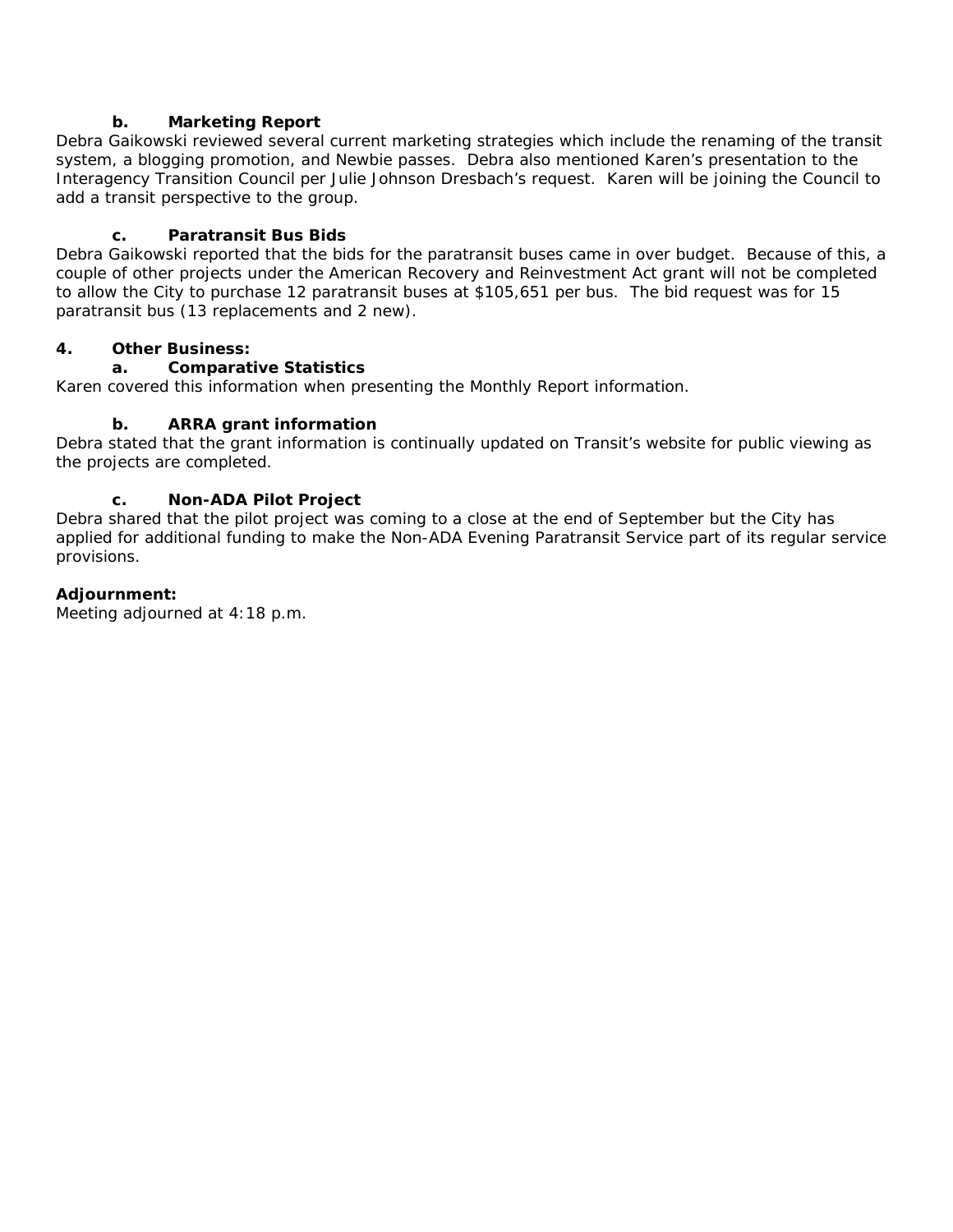**b. Marketing Report**

Debra Gaikowski reviewed several current marketing strategies which include the renaming of the transit system, a blogging promotion, and Newbie passes. Debra also mentioned Karen's presentation to the Interagency Transition Council per Julie Johnson Dresbach's request. Karen will be joining the Council to add a transit perspective to the group.

**c. Paratransit Bus Bids**

Debra Gaikowski reported that the bids for the paratransit buses came in over budget. Because of this, a couple of other projects under the American Recovery and Reinvestment Act grant will not be completed to allow the City to purchase 12 paratransit buses at $105,651 per bus. The bid request was for 15 paratransit bus (13 replacements and 2 new).

**4. Other Business:**

**a. Comparative Statistics**

Karen covered this information when presenting the Monthly Report information.

**b. ARRA grant information**

Debra stated that the grant information is continually updated on Transit's website for public viewing as the projects are completed.

**c. Non-ADA Pilot Project**

Debra shared that the pilot project was coming to a close at the end of September but the City has applied for additional funding to make the Non-ADA Evening Paratransit Service part of its regular service provisions.

**Adjournment:**

Meeting adjourned at 4:18 p.m.